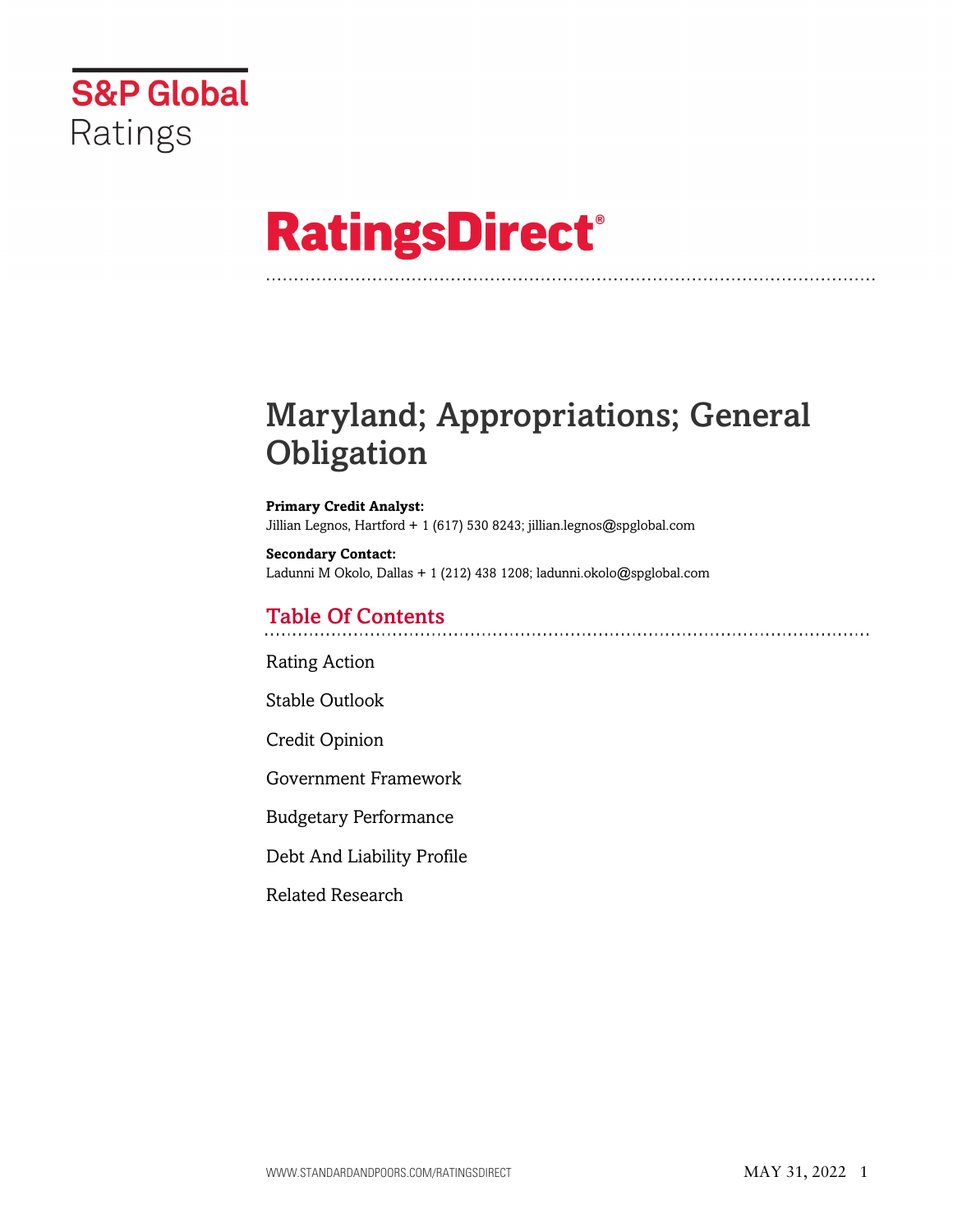S&P Global Ratings

# RatingsDirect®

## Maryland; Appropriations; General Obligation

**Primary Credit Analyst:**
Jillian Legnos, Hartford + 1 (617) 530 8243; jillian.legnos@spglobal.com

**Secondary Contact:**
Ladunni M Okolo, Dallas + 1 (212) 438 1208; ladunni.okolo@spglobal.com

## Table Of Contents

Rating Action

Stable Outlook

Credit Opinion

Government Framework

Budgetary Performance

Debt And Liability Profile

Related Research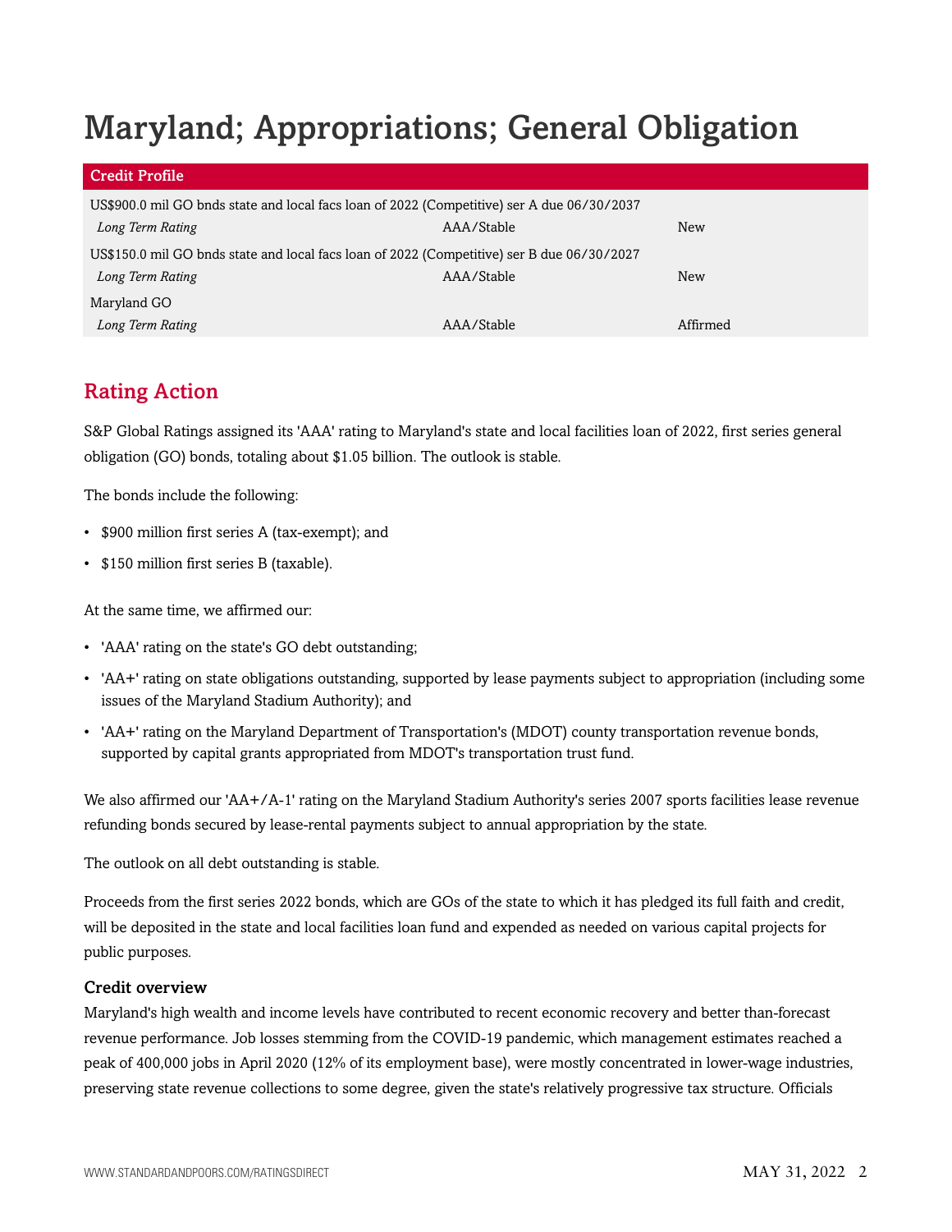# Maryland; Appropriations; General Obligation

| Credit Profile | | |
|---|---|---|
| US$900.0 mil GO bnds state and local facs loan of 2022 (Competitive) ser A due 06/30/2037 | | |
| *Long Term Rating* | AAA/Stable | New |
| US$150.0 mil GO bnds state and local facs loan of 2022 (Competitive) ser B due 06/30/2027 | | |
| *Long Term Rating* | AAA/Stable | New |
| Maryland GO | | |
| *Long Term Rating* | AAA/Stable | Affirmed |

## Rating Action

S&P Global Ratings assigned its 'AAA' rating to Maryland's state and local facilities loan of 2022, first series general obligation (GO) bonds, totaling about $1.05 billion. The outlook is stable.

The bonds include the following:

- $900 million first series A (tax-exempt); and
- $150 million first series B (taxable).

At the same time, we affirmed our:

- 'AAA' rating on the state's GO debt outstanding;
- 'AA+' rating on state obligations outstanding, supported by lease payments subject to appropriation (including some issues of the Maryland Stadium Authority); and
- 'AA+' rating on the Maryland Department of Transportation's (MDOT) county transportation revenue bonds, supported by capital grants appropriated from MDOT's transportation trust fund.

We also affirmed our 'AA+/A-1' rating on the Maryland Stadium Authority's series 2007 sports facilities lease revenue refunding bonds secured by lease-rental payments subject to annual appropriation by the state.

The outlook on all debt outstanding is stable.

Proceeds from the first series 2022 bonds, which are GOs of the state to which it has pledged its full faith and credit, will be deposited in the state and local facilities loan fund and expended as needed on various capital projects for public purposes.

### Credit overview

Maryland's high wealth and income levels have contributed to recent economic recovery and better than-forecast revenue performance. Job losses stemming from the COVID-19 pandemic, which management estimates reached a peak of 400,000 jobs in April 2020 (12% of its employment base), were mostly concentrated in lower-wage industries, preserving state revenue collections to some degree, given the state's relatively progressive tax structure. Officials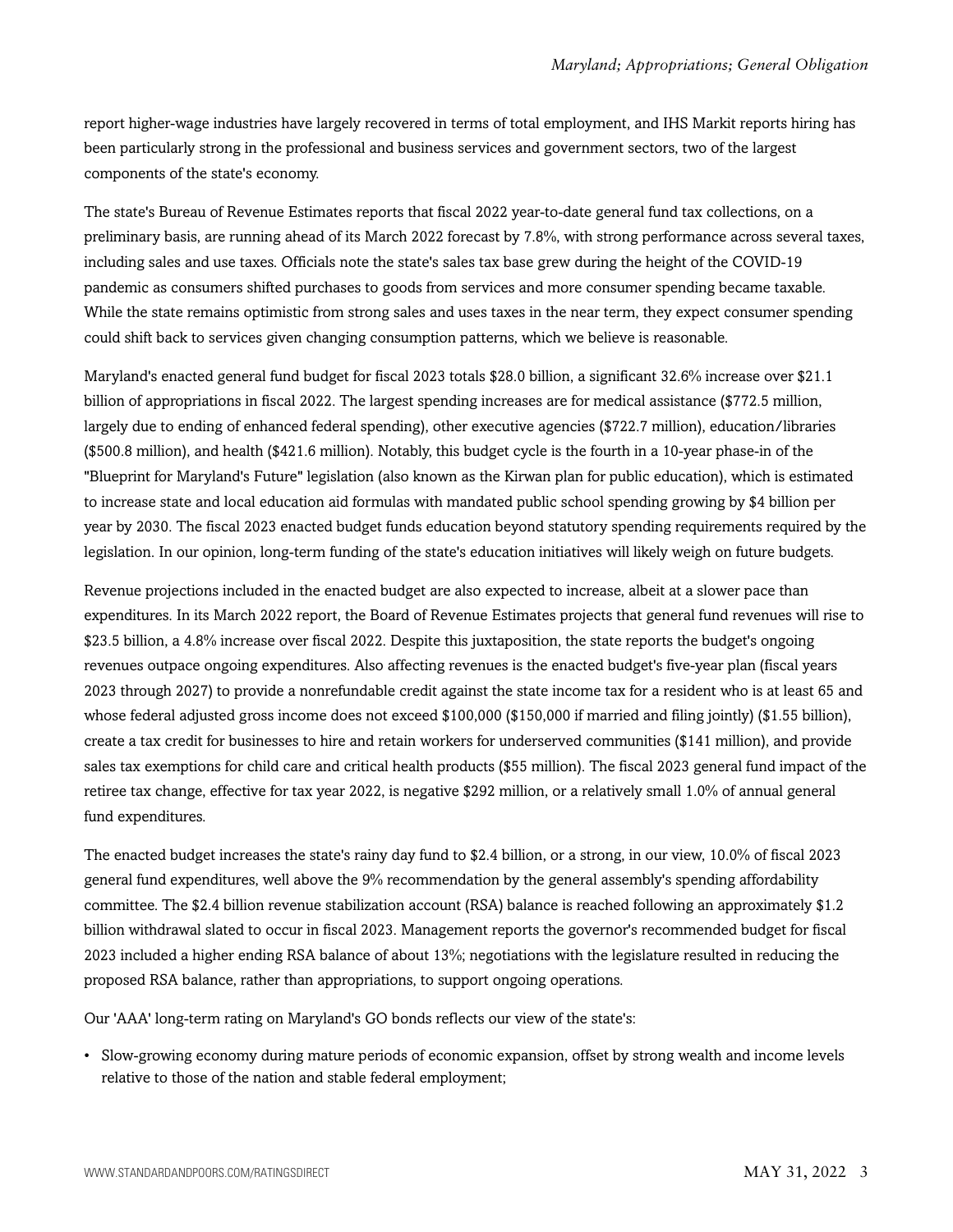report higher-wage industries have largely recovered in terms of total employment, and IHS Markit reports hiring has been particularly strong in the professional and business services and government sectors, two of the largest components of the state's economy.

The state's Bureau of Revenue Estimates reports that fiscal 2022 year-to-date general fund tax collections, on a preliminary basis, are running ahead of its March 2022 forecast by 7.8%, with strong performance across several taxes, including sales and use taxes. Officials note the state's sales tax base grew during the height of the COVID-19 pandemic as consumers shifted purchases to goods from services and more consumer spending became taxable. While the state remains optimistic from strong sales and uses taxes in the near term, they expect consumer spending could shift back to services given changing consumption patterns, which we believe is reasonable.

Maryland's enacted general fund budget for fiscal 2023 totals $28.0 billion, a significant 32.6% increase over $21.1 billion of appropriations in fiscal 2022. The largest spending increases are for medical assistance ($772.5 million, largely due to ending of enhanced federal spending), other executive agencies ($722.7 million), education/libraries ($500.8 million), and health ($421.6 million). Notably, this budget cycle is the fourth in a 10-year phase-in of the "Blueprint for Maryland's Future" legislation (also known as the Kirwan plan for public education), which is estimated to increase state and local education aid formulas with mandated public school spending growing by $4 billion per year by 2030. The fiscal 2023 enacted budget funds education beyond statutory spending requirements required by the legislation. In our opinion, long-term funding of the state's education initiatives will likely weigh on future budgets.

Revenue projections included in the enacted budget are also expected to increase, albeit at a slower pace than expenditures. In its March 2022 report, the Board of Revenue Estimates projects that general fund revenues will rise to $23.5 billion, a 4.8% increase over fiscal 2022. Despite this juxtaposition, the state reports the budget's ongoing revenues outpace ongoing expenditures. Also affecting revenues is the enacted budget's five-year plan (fiscal years 2023 through 2027) to provide a nonrefundable credit against the state income tax for a resident who is at least 65 and whose federal adjusted gross income does not exceed $100,000 ($150,000 if married and filing jointly) ($1.55 billion), create a tax credit for businesses to hire and retain workers for underserved communities ($141 million), and provide sales tax exemptions for child care and critical health products ($55 million). The fiscal 2023 general fund impact of the retiree tax change, effective for tax year 2022, is negative $292 million, or a relatively small 1.0% of annual general fund expenditures.

The enacted budget increases the state's rainy day fund to $2.4 billion, or a strong, in our view, 10.0% of fiscal 2023 general fund expenditures, well above the 9% recommendation by the general assembly's spending affordability committee. The $2.4 billion revenue stabilization account (RSA) balance is reached following an approximately $1.2 billion withdrawal slated to occur in fiscal 2023. Management reports the governor's recommended budget for fiscal 2023 included a higher ending RSA balance of about 13%; negotiations with the legislature resulted in reducing the proposed RSA balance, rather than appropriations, to support ongoing operations.

Our 'AAA' long-term rating on Maryland's GO bonds reflects our view of the state's:

- Slow-growing economy during mature periods of economic expansion, offset by strong wealth and income levels relative to those of the nation and stable federal employment;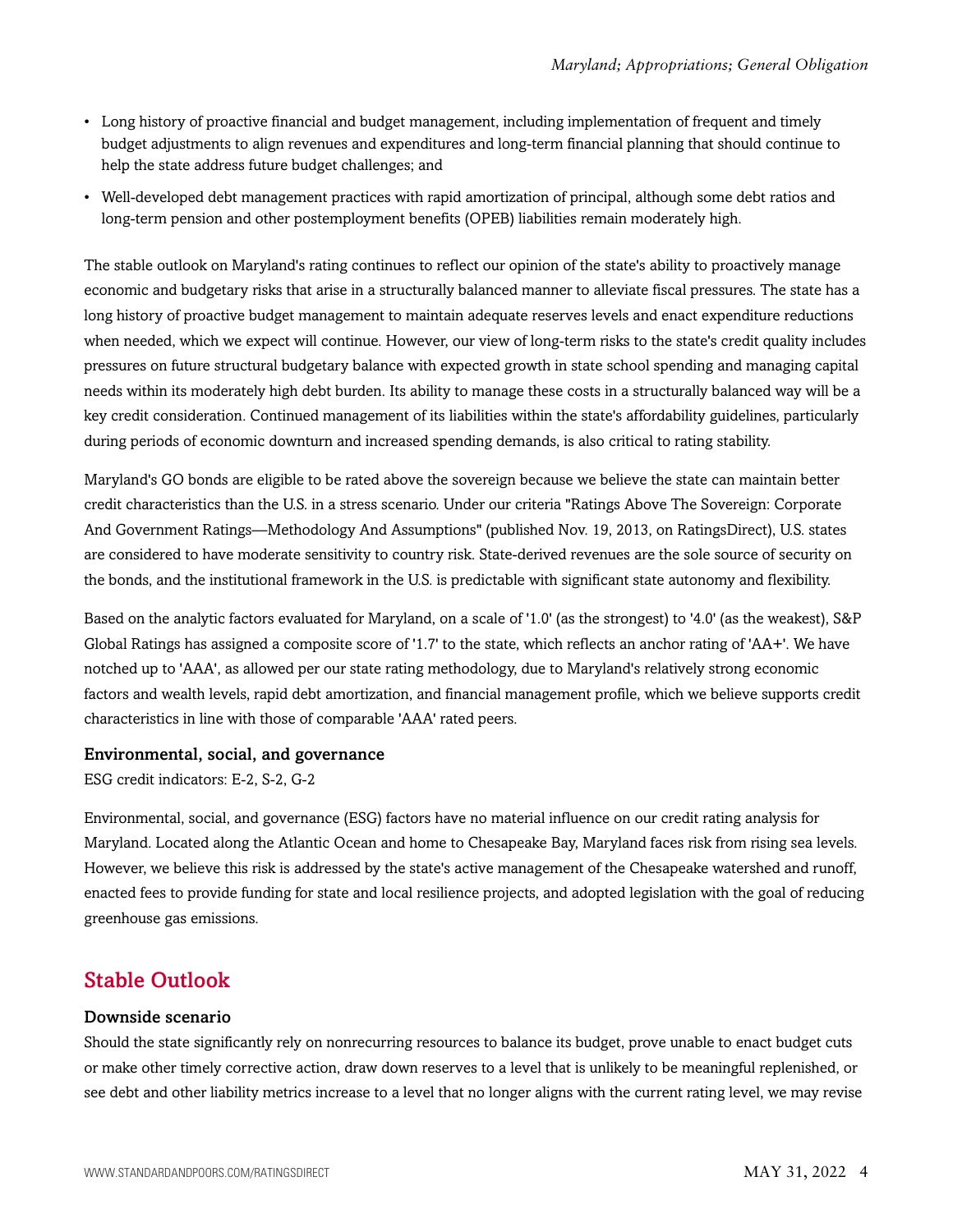- Long history of proactive financial and budget management, including implementation of frequent and timely budget adjustments to align revenues and expenditures and long-term financial planning that should continue to help the state address future budget challenges; and
- Well-developed debt management practices with rapid amortization of principal, although some debt ratios and long-term pension and other postemployment benefits (OPEB) liabilities remain moderately high.

The stable outlook on Maryland's rating continues to reflect our opinion of the state's ability to proactively manage economic and budgetary risks that arise in a structurally balanced manner to alleviate fiscal pressures. The state has a long history of proactive budget management to maintain adequate reserves levels and enact expenditure reductions when needed, which we expect will continue. However, our view of long-term risks to the state's credit quality includes pressures on future structural budgetary balance with expected growth in state school spending and managing capital needs within its moderately high debt burden. Its ability to manage these costs in a structurally balanced way will be a key credit consideration. Continued management of its liabilities within the state's affordability guidelines, particularly during periods of economic downturn and increased spending demands, is also critical to rating stability.

Maryland's GO bonds are eligible to be rated above the sovereign because we believe the state can maintain better credit characteristics than the U.S. in a stress scenario. Under our criteria "Ratings Above The Sovereign: Corporate And Government Ratings—Methodology And Assumptions" (published Nov. 19, 2013, on RatingsDirect), U.S. states are considered to have moderate sensitivity to country risk. State-derived revenues are the sole source of security on the bonds, and the institutional framework in the U.S. is predictable with significant state autonomy and flexibility.

Based on the analytic factors evaluated for Maryland, on a scale of '1.0' (as the strongest) to '4.0' (as the weakest), S&P Global Ratings has assigned a composite score of '1.7' to the state, which reflects an anchor rating of 'AA+'. We have notched up to 'AAA', as allowed per our state rating methodology, due to Maryland's relatively strong economic factors and wealth levels, rapid debt amortization, and financial management profile, which we believe supports credit characteristics in line with those of comparable 'AAA' rated peers.

### Environmental, social, and governance

ESG credit indicators: E-2, S-2, G-2

Environmental, social, and governance (ESG) factors have no material influence on our credit rating analysis for Maryland. Located along the Atlantic Ocean and home to Chesapeake Bay, Maryland faces risk from rising sea levels. However, we believe this risk is addressed by the state's active management of the Chesapeake watershed and runoff, enacted fees to provide funding for state and local resilience projects, and adopted legislation with the goal of reducing greenhouse gas emissions.

## Stable Outlook

### Downside scenario

Should the state significantly rely on nonrecurring resources to balance its budget, prove unable to enact budget cuts or make other timely corrective action, draw down reserves to a level that is unlikely to be meaningful replenished, or see debt and other liability metrics increase to a level that no longer aligns with the current rating level, we may revise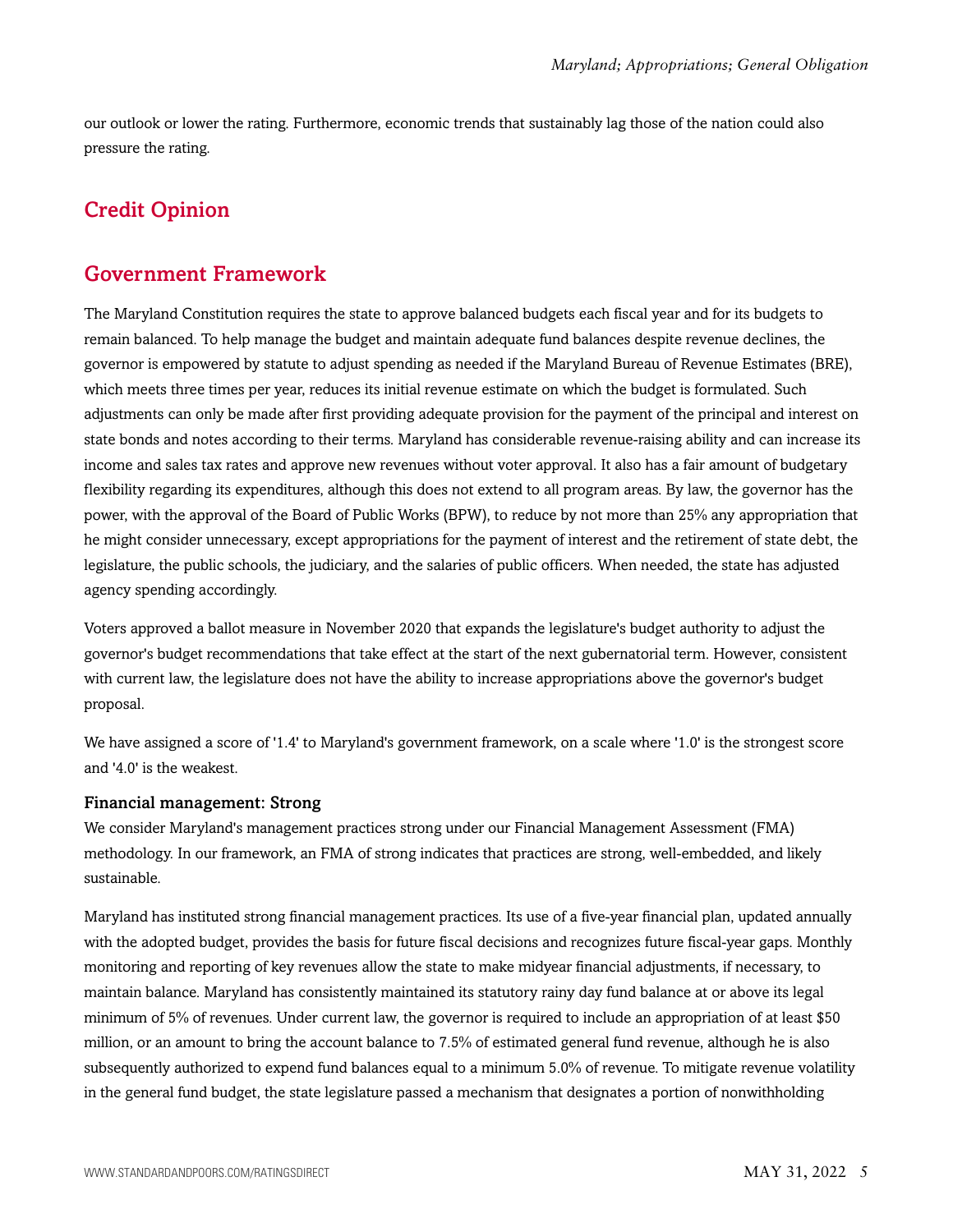our outlook or lower the rating. Furthermore, economic trends that sustainably lag those of the nation could also pressure the rating.

## Credit Opinion

## Government Framework

The Maryland Constitution requires the state to approve balanced budgets each fiscal year and for its budgets to remain balanced. To help manage the budget and maintain adequate fund balances despite revenue declines, the governor is empowered by statute to adjust spending as needed if the Maryland Bureau of Revenue Estimates (BRE), which meets three times per year, reduces its initial revenue estimate on which the budget is formulated. Such adjustments can only be made after first providing adequate provision for the payment of the principal and interest on state bonds and notes according to their terms. Maryland has considerable revenue-raising ability and can increase its income and sales tax rates and approve new revenues without voter approval. It also has a fair amount of budgetary flexibility regarding its expenditures, although this does not extend to all program areas. By law, the governor has the power, with the approval of the Board of Public Works (BPW), to reduce by not more than 25% any appropriation that he might consider unnecessary, except appropriations for the payment of interest and the retirement of state debt, the legislature, the public schools, the judiciary, and the salaries of public officers. When needed, the state has adjusted agency spending accordingly.

Voters approved a ballot measure in November 2020 that expands the legislature's budget authority to adjust the governor's budget recommendations that take effect at the start of the next gubernatorial term. However, consistent with current law, the legislature does not have the ability to increase appropriations above the governor's budget proposal.

We have assigned a score of '1.4' to Maryland's government framework, on a scale where '1.0' is the strongest score and '4.0' is the weakest.

### Financial management: Strong

We consider Maryland's management practices strong under our Financial Management Assessment (FMA) methodology. In our framework, an FMA of strong indicates that practices are strong, well-embedded, and likely sustainable.

Maryland has instituted strong financial management practices. Its use of a five-year financial plan, updated annually with the adopted budget, provides the basis for future fiscal decisions and recognizes future fiscal-year gaps. Monthly monitoring and reporting of key revenues allow the state to make midyear financial adjustments, if necessary, to maintain balance. Maryland has consistently maintained its statutory rainy day fund balance at or above its legal minimum of 5% of revenues. Under current law, the governor is required to include an appropriation of at least $50 million, or an amount to bring the account balance to 7.5% of estimated general fund revenue, although he is also subsequently authorized to expend fund balances equal to a minimum 5.0% of revenue. To mitigate revenue volatility in the general fund budget, the state legislature passed a mechanism that designates a portion of nonwithholding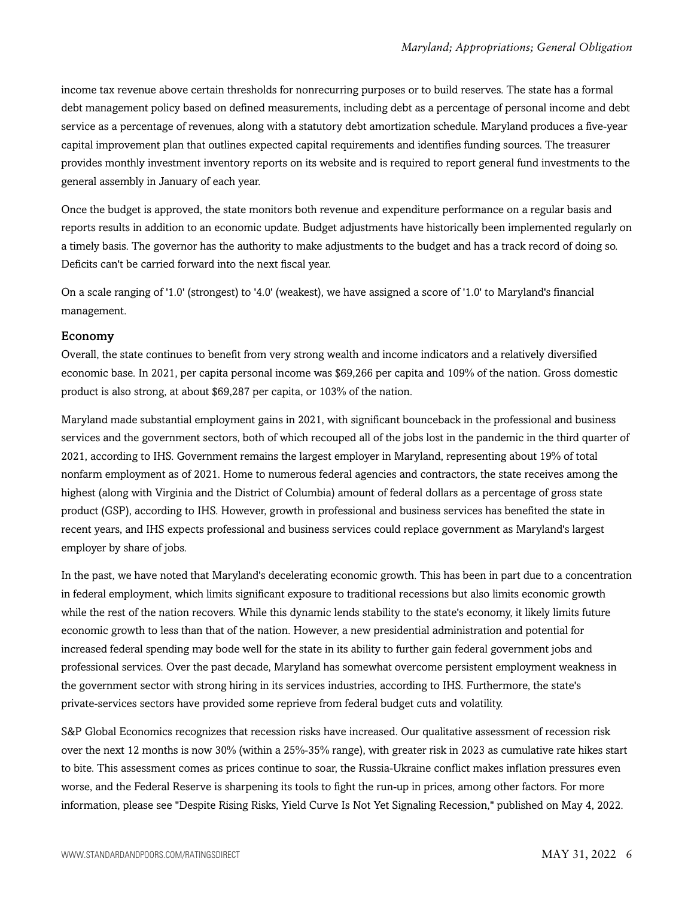income tax revenue above certain thresholds for nonrecurring purposes or to build reserves. The state has a formal debt management policy based on defined measurements, including debt as a percentage of personal income and debt service as a percentage of revenues, along with a statutory debt amortization schedule. Maryland produces a five-year capital improvement plan that outlines expected capital requirements and identifies funding sources. The treasurer provides monthly investment inventory reports on its website and is required to report general fund investments to the general assembly in January of each year.

Once the budget is approved, the state monitors both revenue and expenditure performance on a regular basis and reports results in addition to an economic update. Budget adjustments have historically been implemented regularly on a timely basis. The governor has the authority to make adjustments to the budget and has a track record of doing so. Deficits can't be carried forward into the next fiscal year.

On a scale ranging of '1.0' (strongest) to '4.0' (weakest), we have assigned a score of '1.0' to Maryland's financial management.

## Economy

Overall, the state continues to benefit from very strong wealth and income indicators and a relatively diversified economic base. In 2021, per capita personal income was $69,266 per capita and 109% of the nation. Gross domestic product is also strong, at about $69,287 per capita, or 103% of the nation.

Maryland made substantial employment gains in 2021, with significant bounceback in the professional and business services and the government sectors, both of which recouped all of the jobs lost in the pandemic in the third quarter of 2021, according to IHS. Government remains the largest employer in Maryland, representing about 19% of total nonfarm employment as of 2021. Home to numerous federal agencies and contractors, the state receives among the highest (along with Virginia and the District of Columbia) amount of federal dollars as a percentage of gross state product (GSP), according to IHS. However, growth in professional and business services has benefited the state in recent years, and IHS expects professional and business services could replace government as Maryland's largest employer by share of jobs.

In the past, we have noted that Maryland's decelerating economic growth. This has been in part due to a concentration in federal employment, which limits significant exposure to traditional recessions but also limits economic growth while the rest of the nation recovers. While this dynamic lends stability to the state's economy, it likely limits future economic growth to less than that of the nation. However, a new presidential administration and potential for increased federal spending may bode well for the state in its ability to further gain federal government jobs and professional services. Over the past decade, Maryland has somewhat overcome persistent employment weakness in the government sector with strong hiring in its services industries, according to IHS. Furthermore, the state's private-services sectors have provided some reprieve from federal budget cuts and volatility.

S&P Global Economics recognizes that recession risks have increased. Our qualitative assessment of recession risk over the next 12 months is now 30% (within a 25%-35% range), with greater risk in 2023 as cumulative rate hikes start to bite. This assessment comes as prices continue to soar, the Russia-Ukraine conflict makes inflation pressures even worse, and the Federal Reserve is sharpening its tools to fight the run-up in prices, among other factors. For more information, please see "Despite Rising Risks, Yield Curve Is Not Yet Signaling Recession," published on May 4, 2022.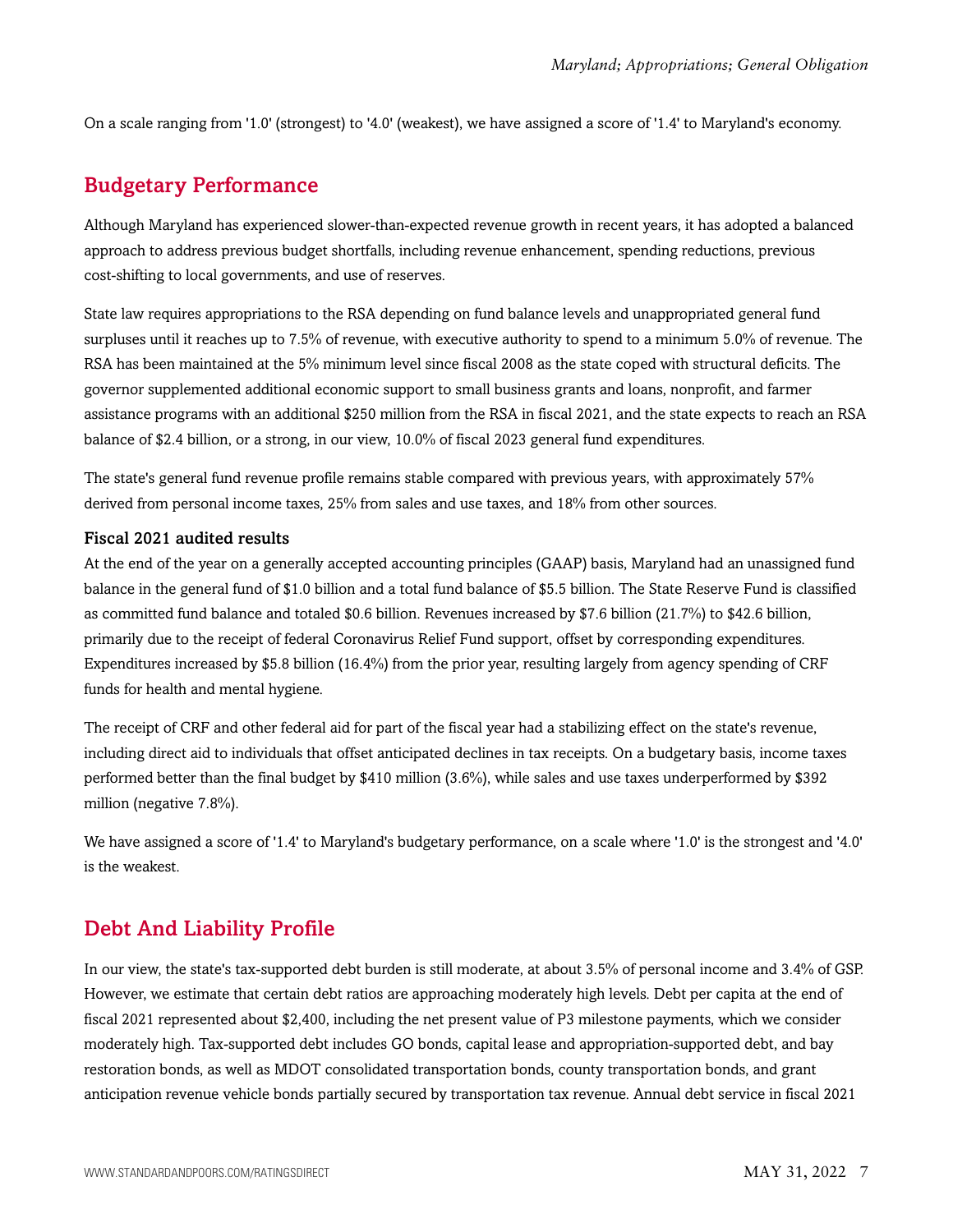On a scale ranging from '1.0' (strongest) to '4.0' (weakest), we have assigned a score of '1.4' to Maryland's economy.

## Budgetary Performance

Although Maryland has experienced slower-than-expected revenue growth in recent years, it has adopted a balanced approach to address previous budget shortfalls, including revenue enhancement, spending reductions, previous cost-shifting to local governments, and use of reserves.

State law requires appropriations to the RSA depending on fund balance levels and unappropriated general fund surpluses until it reaches up to 7.5% of revenue, with executive authority to spend to a minimum 5.0% of revenue. The RSA has been maintained at the 5% minimum level since fiscal 2008 as the state coped with structural deficits. The governor supplemented additional economic support to small business grants and loans, nonprofit, and farmer assistance programs with an additional $250 million from the RSA in fiscal 2021, and the state expects to reach an RSA balance of $2.4 billion, or a strong, in our view, 10.0% of fiscal 2023 general fund expenditures.

The state's general fund revenue profile remains stable compared with previous years, with approximately 57% derived from personal income taxes, 25% from sales and use taxes, and 18% from other sources.

### Fiscal 2021 audited results

At the end of the year on a generally accepted accounting principles (GAAP) basis, Maryland had an unassigned fund balance in the general fund of $1.0 billion and a total fund balance of $5.5 billion. The State Reserve Fund is classified as committed fund balance and totaled $0.6 billion. Revenues increased by $7.6 billion (21.7%) to $42.6 billion, primarily due to the receipt of federal Coronavirus Relief Fund support, offset by corresponding expenditures. Expenditures increased by $5.8 billion (16.4%) from the prior year, resulting largely from agency spending of CRF funds for health and mental hygiene.

The receipt of CRF and other federal aid for part of the fiscal year had a stabilizing effect on the state's revenue, including direct aid to individuals that offset anticipated declines in tax receipts. On a budgetary basis, income taxes performed better than the final budget by $410 million (3.6%), while sales and use taxes underperformed by $392 million (negative 7.8%).

We have assigned a score of '1.4' to Maryland's budgetary performance, on a scale where '1.0' is the strongest and '4.0' is the weakest.

## Debt And Liability Profile

In our view, the state's tax-supported debt burden is still moderate, at about 3.5% of personal income and 3.4% of GSP. However, we estimate that certain debt ratios are approaching moderately high levels. Debt per capita at the end of fiscal 2021 represented about $2,400, including the net present value of P3 milestone payments, which we consider moderately high. Tax-supported debt includes GO bonds, capital lease and appropriation-supported debt, and bay restoration bonds, as well as MDOT consolidated transportation bonds, county transportation bonds, and grant anticipation revenue vehicle bonds partially secured by transportation tax revenue. Annual debt service in fiscal 2021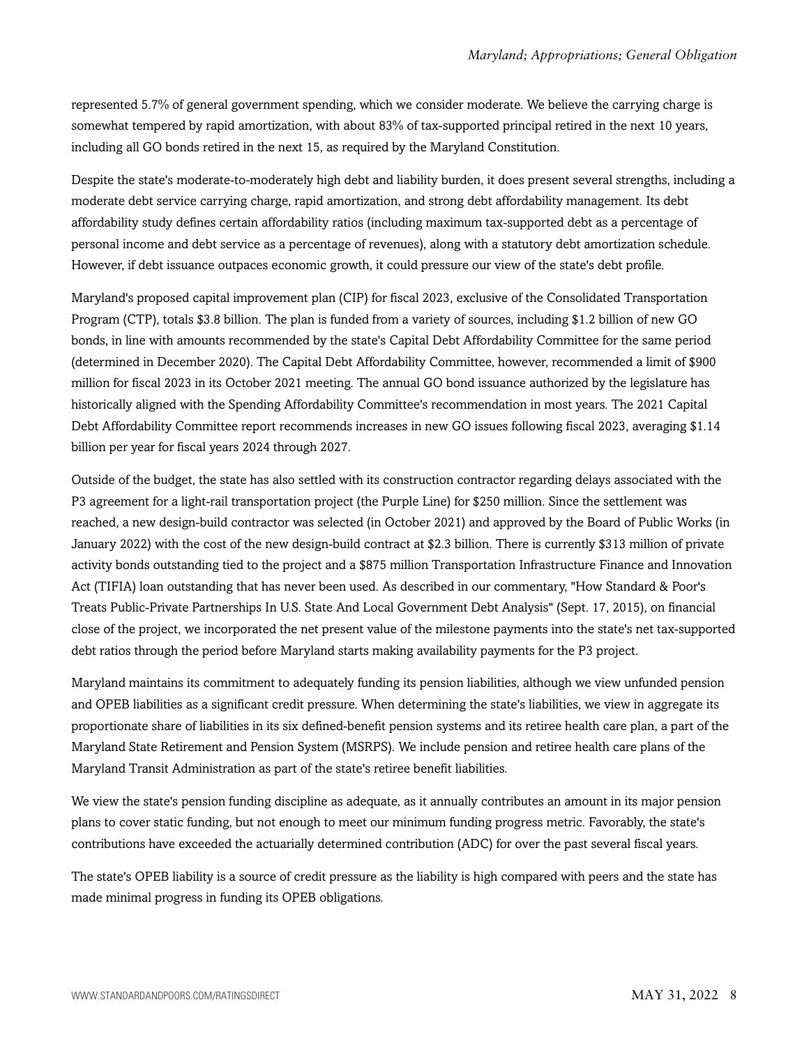represented 5.7% of general government spending, which we consider moderate. We believe the carrying charge is somewhat tempered by rapid amortization, with about 83% of tax-supported principal retired in the next 10 years, including all GO bonds retired in the next 15, as required by the Maryland Constitution.

Despite the state's moderate-to-moderately high debt and liability burden, it does present several strengths, including a moderate debt service carrying charge, rapid amortization, and strong debt affordability management. Its debt affordability study defines certain affordability ratios (including maximum tax-supported debt as a percentage of personal income and debt service as a percentage of revenues), along with a statutory debt amortization schedule. However, if debt issuance outpaces economic growth, it could pressure our view of the state's debt profile.

Maryland's proposed capital improvement plan (CIP) for fiscal 2023, exclusive of the Consolidated Transportation Program (CTP), totals $3.8 billion. The plan is funded from a variety of sources, including $1.2 billion of new GO bonds, in line with amounts recommended by the state's Capital Debt Affordability Committee for the same period (determined in December 2020). The Capital Debt Affordability Committee, however, recommended a limit of $900 million for fiscal 2023 in its October 2021 meeting. The annual GO bond issuance authorized by the legislature has historically aligned with the Spending Affordability Committee's recommendation in most years. The 2021 Capital Debt Affordability Committee report recommends increases in new GO issues following fiscal 2023, averaging $1.14 billion per year for fiscal years 2024 through 2027.

Outside of the budget, the state has also settled with its construction contractor regarding delays associated with the P3 agreement for a light-rail transportation project (the Purple Line) for $250 million. Since the settlement was reached, a new design-build contractor was selected (in October 2021) and approved by the Board of Public Works (in January 2022) with the cost of the new design-build contract at $2.3 billion. There is currently $313 million of private activity bonds outstanding tied to the project and a $875 million Transportation Infrastructure Finance and Innovation Act (TIFIA) loan outstanding that has never been used. As described in our commentary, "How Standard & Poor's Treats Public-Private Partnerships In U.S. State And Local Government Debt Analysis" (Sept. 17, 2015), on financial close of the project, we incorporated the net present value of the milestone payments into the state's net tax-supported debt ratios through the period before Maryland starts making availability payments for the P3 project.

Maryland maintains its commitment to adequately funding its pension liabilities, although we view unfunded pension and OPEB liabilities as a significant credit pressure. When determining the state's liabilities, we view in aggregate its proportionate share of liabilities in its six defined-benefit pension systems and its retiree health care plan, a part of the Maryland State Retirement and Pension System (MSRPS). We include pension and retiree health care plans of the Maryland Transit Administration as part of the state's retiree benefit liabilities.

We view the state's pension funding discipline as adequate, as it annually contributes an amount in its major pension plans to cover static funding, but not enough to meet our minimum funding progress metric. Favorably, the state's contributions have exceeded the actuarially determined contribution (ADC) for over the past several fiscal years.

The state's OPEB liability is a source of credit pressure as the liability is high compared with peers and the state has made minimal progress in funding its OPEB obligations.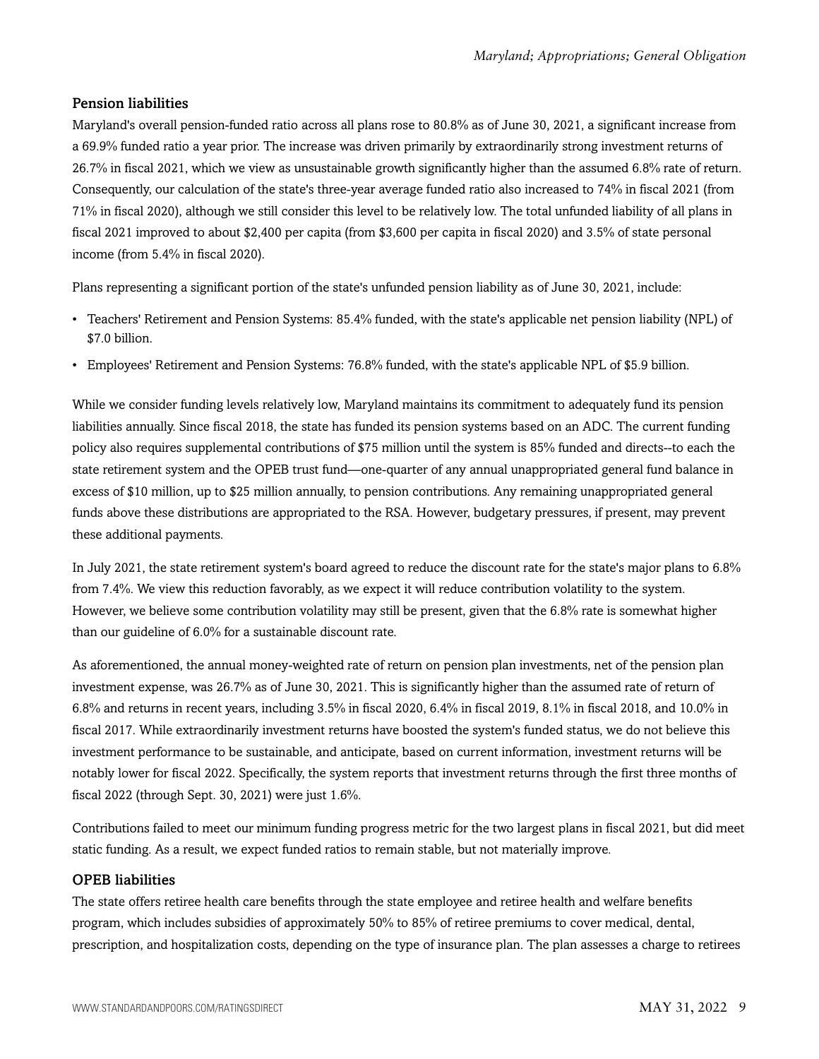### Pension liabilities

Maryland's overall pension-funded ratio across all plans rose to 80.8% as of June 30, 2021, a significant increase from a 69.9% funded ratio a year prior. The increase was driven primarily by extraordinarily strong investment returns of 26.7% in fiscal 2021, which we view as unsustainable growth significantly higher than the assumed 6.8% rate of return. Consequently, our calculation of the state's three-year average funded ratio also increased to 74% in fiscal 2021 (from 71% in fiscal 2020), although we still consider this level to be relatively low. The total unfunded liability of all plans in fiscal 2021 improved to about $2,400 per capita (from $3,600 per capita in fiscal 2020) and 3.5% of state personal income (from 5.4% in fiscal 2020).

Plans representing a significant portion of the state's unfunded pension liability as of June 30, 2021, include:

- Teachers' Retirement and Pension Systems: 85.4% funded, with the state's applicable net pension liability (NPL) of $7.0 billion.
- Employees' Retirement and Pension Systems: 76.8% funded, with the state's applicable NPL of $5.9 billion.

While we consider funding levels relatively low, Maryland maintains its commitment to adequately fund its pension liabilities annually. Since fiscal 2018, the state has funded its pension systems based on an ADC. The current funding policy also requires supplemental contributions of $75 million until the system is 85% funded and directs--to each the state retirement system and the OPEB trust fund—one-quarter of any annual unappropriated general fund balance in excess of $10 million, up to $25 million annually, to pension contributions. Any remaining unappropriated general funds above these distributions are appropriated to the RSA. However, budgetary pressures, if present, may prevent these additional payments.

In July 2021, the state retirement system's board agreed to reduce the discount rate for the state's major plans to 6.8% from 7.4%. We view this reduction favorably, as we expect it will reduce contribution volatility to the system. However, we believe some contribution volatility may still be present, given that the 6.8% rate is somewhat higher than our guideline of 6.0% for a sustainable discount rate.

As aforementioned, the annual money-weighted rate of return on pension plan investments, net of the pension plan investment expense, was 26.7% as of June 30, 2021. This is significantly higher than the assumed rate of return of 6.8% and returns in recent years, including 3.5% in fiscal 2020, 6.4% in fiscal 2019, 8.1% in fiscal 2018, and 10.0% in fiscal 2017. While extraordinarily investment returns have boosted the system's funded status, we do not believe this investment performance to be sustainable, and anticipate, based on current information, investment returns will be notably lower for fiscal 2022. Specifically, the system reports that investment returns through the first three months of fiscal 2022 (through Sept. 30, 2021) were just 1.6%.

Contributions failed to meet our minimum funding progress metric for the two largest plans in fiscal 2021, but did meet static funding. As a result, we expect funded ratios to remain stable, but not materially improve.

### OPEB liabilities

The state offers retiree health care benefits through the state employee and retiree health and welfare benefits program, which includes subsidies of approximately 50% to 85% of retiree premiums to cover medical, dental, prescription, and hospitalization costs, depending on the type of insurance plan. The plan assesses a charge to retirees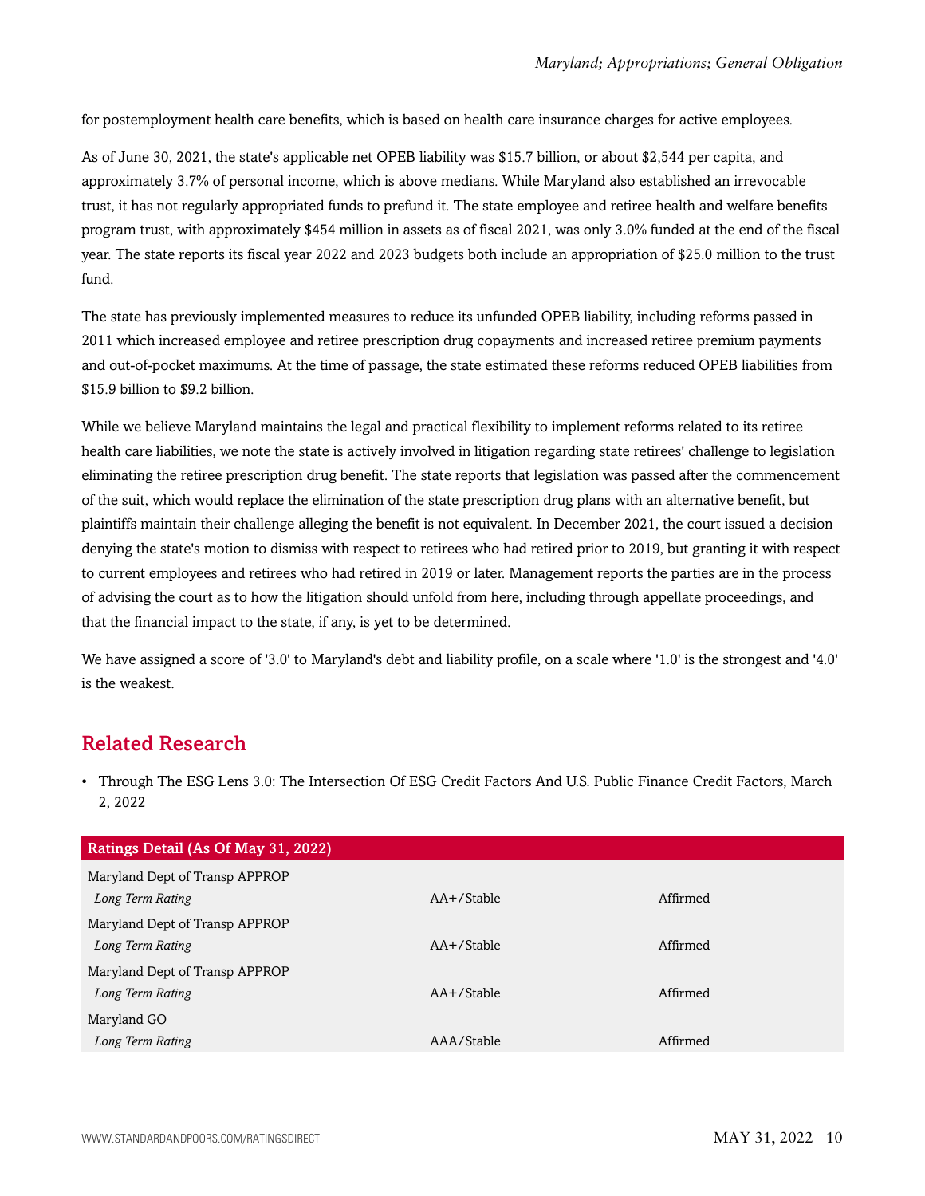for postemployment health care benefits, which is based on health care insurance charges for active employees.

As of June 30, 2021, the state's applicable net OPEB liability was $15.7 billion, or about $2,544 per capita, and approximately 3.7% of personal income, which is above medians. While Maryland also established an irrevocable trust, it has not regularly appropriated funds to prefund it. The state employee and retiree health and welfare benefits program trust, with approximately $454 million in assets as of fiscal 2021, was only 3.0% funded at the end of the fiscal year. The state reports its fiscal year 2022 and 2023 budgets both include an appropriation of $25.0 million to the trust fund.

The state has previously implemented measures to reduce its unfunded OPEB liability, including reforms passed in 2011 which increased employee and retiree prescription drug copayments and increased retiree premium payments and out-of-pocket maximums. At the time of passage, the state estimated these reforms reduced OPEB liabilities from $15.9 billion to $9.2 billion.

While we believe Maryland maintains the legal and practical flexibility to implement reforms related to its retiree health care liabilities, we note the state is actively involved in litigation regarding state retirees' challenge to legislation eliminating the retiree prescription drug benefit. The state reports that legislation was passed after the commencement of the suit, which would replace the elimination of the state prescription drug plans with an alternative benefit, but plaintiffs maintain their challenge alleging the benefit is not equivalent. In December 2021, the court issued a decision denying the state's motion to dismiss with respect to retirees who had retired prior to 2019, but granting it with respect to current employees and retirees who had retired in 2019 or later. Management reports the parties are in the process of advising the court as to how the litigation should unfold from here, including through appellate proceedings, and that the financial impact to the state, if any, is yet to be determined.

We have assigned a score of '3.0' to Maryland's debt and liability profile, on a scale where '1.0' is the strongest and '4.0' is the weakest.

## Related Research

- Through The ESG Lens 3.0: The Intersection Of ESG Credit Factors And U.S. Public Finance Credit Factors, March 2, 2022

| Ratings Detail (As Of May 31, 2022) | | |
|---|---|---|
| Maryland Dept of Transp APPROP | | |
| *Long Term Rating* | AA+/Stable | Affirmed |
| Maryland Dept of Transp APPROP | | |
| *Long Term Rating* | AA+/Stable | Affirmed |
| Maryland Dept of Transp APPROP | | |
| *Long Term Rating* | AA+/Stable | Affirmed |
| Maryland GO | | |
| *Long Term Rating* | AAA/Stable | Affirmed |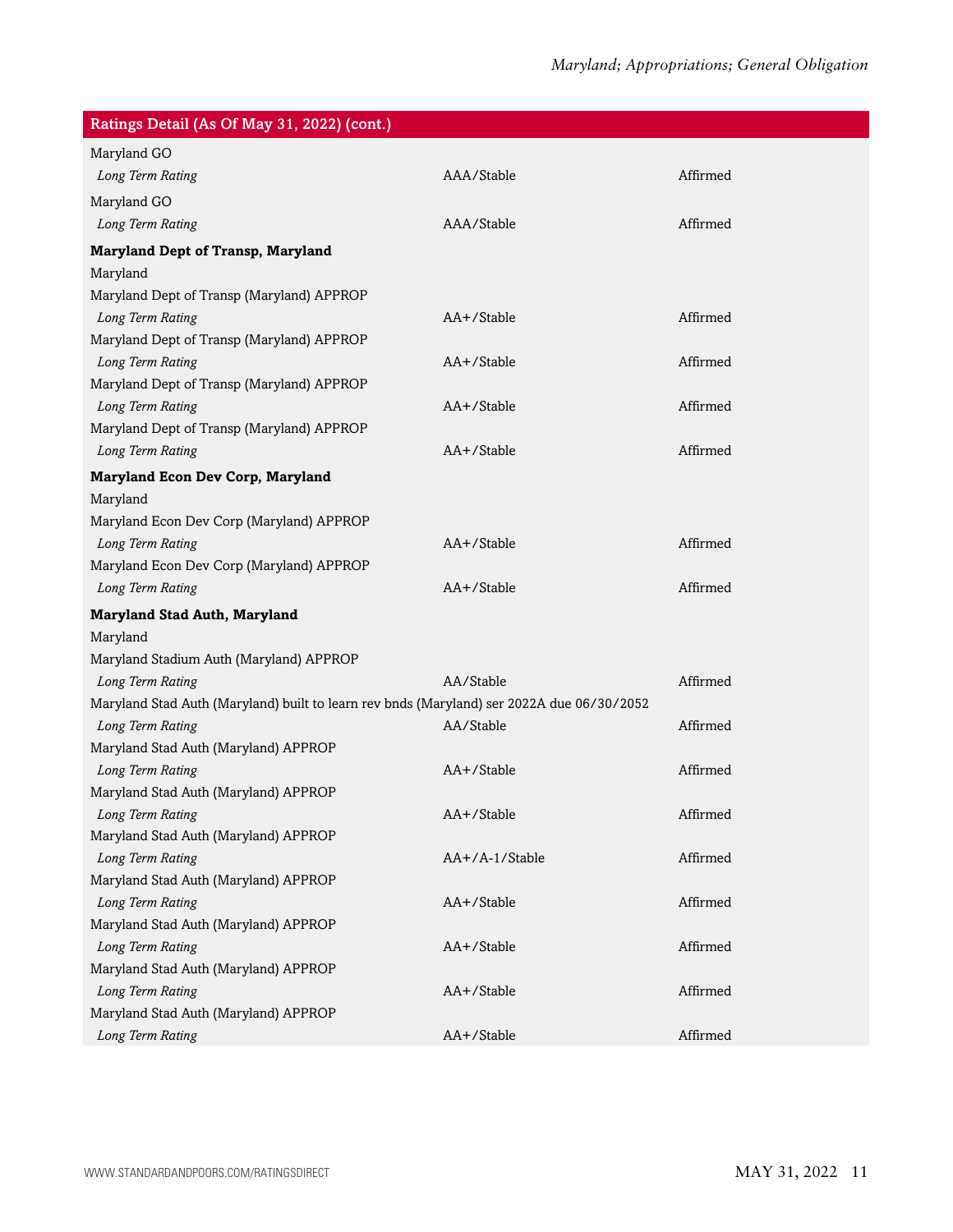| Ratings Detail (As Of May 31, 2022) (cont.) | | |
|---|---|---|
| Maryland GO | | |
| *Long Term Rating* | AAA/Stable | Affirmed |
| Maryland GO | | |
| *Long Term Rating* | AAA/Stable | Affirmed |
| **Maryland Dept of Transp, Maryland** | | |
| Maryland | | |
| Maryland Dept of Transp (Maryland) APPROP | | |
| *Long Term Rating* | AA+/Stable | Affirmed |
| Maryland Dept of Transp (Maryland) APPROP | | |
| *Long Term Rating* | AA+/Stable | Affirmed |
| Maryland Dept of Transp (Maryland) APPROP | | |
| *Long Term Rating* | AA+/Stable | Affirmed |
| Maryland Dept of Transp (Maryland) APPROP | | |
| *Long Term Rating* | AA+/Stable | Affirmed |
| **Maryland Econ Dev Corp, Maryland** | | |
| Maryland | | |
| Maryland Econ Dev Corp (Maryland) APPROP | | |
| *Long Term Rating* | AA+/Stable | Affirmed |
| Maryland Econ Dev Corp (Maryland) APPROP | | |
| *Long Term Rating* | AA+/Stable | Affirmed |
| **Maryland Stad Auth, Maryland** | | |
| Maryland | | |
| Maryland Stadium Auth (Maryland) APPROP | | |
| *Long Term Rating* | AA/Stable | Affirmed |
| Maryland Stad Auth (Maryland) built to learn rev bnds (Maryland) ser 2022A due 06/30/2052 | | |
| *Long Term Rating* | AA/Stable | Affirmed |
| Maryland Stad Auth (Maryland) APPROP | | |
| *Long Term Rating* | AA+/Stable | Affirmed |
| Maryland Stad Auth (Maryland) APPROP | | |
| *Long Term Rating* | AA+/Stable | Affirmed |
| Maryland Stad Auth (Maryland) APPROP | | |
| *Long Term Rating* | AA+/A-1/Stable | Affirmed |
| Maryland Stad Auth (Maryland) APPROP | | |
| *Long Term Rating* | AA+/Stable | Affirmed |
| Maryland Stad Auth (Maryland) APPROP | | |
| *Long Term Rating* | AA+/Stable | Affirmed |
| Maryland Stad Auth (Maryland) APPROP | | |
| *Long Term Rating* | AA+/Stable | Affirmed |
| Maryland Stad Auth (Maryland) APPROP | | |
| *Long Term Rating* | AA+/Stable | Affirmed |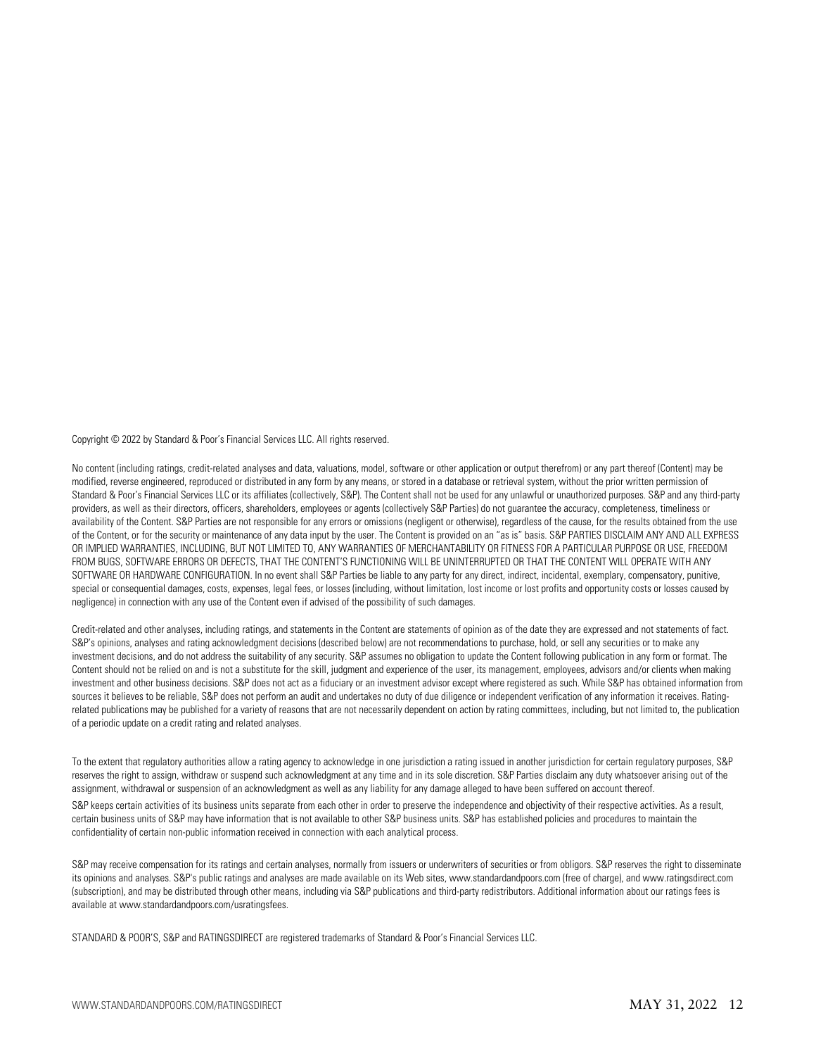Copyright © 2022 by Standard & Poor's Financial Services LLC. All rights reserved.

No content (including ratings, credit-related analyses and data, valuations, model, software or other application or output therefrom) or any part thereof (Content) may be modified, reverse engineered, reproduced or distributed in any form by any means, or stored in a database or retrieval system, without the prior written permission of Standard & Poor's Financial Services LLC or its affiliates (collectively, S&P). The Content shall not be used for any unlawful or unauthorized purposes. S&P and any third-party providers, as well as their directors, officers, shareholders, employees or agents (collectively S&P Parties) do not guarantee the accuracy, completeness, timeliness or availability of the Content. S&P Parties are not responsible for any errors or omissions (negligent or otherwise), regardless of the cause, for the results obtained from the use of the Content, or for the security or maintenance of any data input by the user. The Content is provided on an "as is" basis. S&P PARTIES DISCLAIM ANY AND ALL EXPRESS OR IMPLIED WARRANTIES, INCLUDING, BUT NOT LIMITED TO, ANY WARRANTIES OF MERCHANTABILITY OR FITNESS FOR A PARTICULAR PURPOSE OR USE, FREEDOM FROM BUGS, SOFTWARE ERRORS OR DEFECTS, THAT THE CONTENT'S FUNCTIONING WILL BE UNINTERRUPTED OR THAT THE CONTENT WILL OPERATE WITH ANY SOFTWARE OR HARDWARE CONFIGURATION. In no event shall S&P Parties be liable to any party for any direct, indirect, incidental, exemplary, compensatory, punitive, special or consequential damages, costs, expenses, legal fees, or losses (including, without limitation, lost income or lost profits and opportunity costs or losses caused by negligence) in connection with any use of the Content even if advised of the possibility of such damages.

Credit-related and other analyses, including ratings, and statements in the Content are statements of opinion as of the date they are expressed and not statements of fact. S&P's opinions, analyses and rating acknowledgment decisions (described below) are not recommendations to purchase, hold, or sell any securities or to make any investment decisions, and do not address the suitability of any security. S&P assumes no obligation to update the Content following publication in any form or format. The Content should not be relied on and is not a substitute for the skill, judgment and experience of the user, its management, employees, advisors and/or clients when making investment and other business decisions. S&P does not act as a fiduciary or an investment advisor except where registered as such. While S&P has obtained information from sources it believes to be reliable, S&P does not perform an audit and undertakes no duty of due diligence or independent verification of any information it receives. Rating-related publications may be published for a variety of reasons that are not necessarily dependent on action by rating committees, including, but not limited to, the publication of a periodic update on a credit rating and related analyses.

To the extent that regulatory authorities allow a rating agency to acknowledge in one jurisdiction a rating issued in another jurisdiction for certain regulatory purposes, S&P reserves the right to assign, withdraw or suspend such acknowledgment at any time and in its sole discretion. S&P Parties disclaim any duty whatsoever arising out of the assignment, withdrawal or suspension of an acknowledgment as well as any liability for any damage alleged to have been suffered on account thereof.

S&P keeps certain activities of its business units separate from each other in order to preserve the independence and objectivity of their respective activities. As a result, certain business units of S&P may have information that is not available to other S&P business units. S&P has established policies and procedures to maintain the confidentiality of certain non-public information received in connection with each analytical process.

S&P may receive compensation for its ratings and certain analyses, normally from issuers or underwriters of securities or from obligors. S&P reserves the right to disseminate its opinions and analyses. S&P's public ratings and analyses are made available on its Web sites, www.standardandpoors.com (free of charge), and www.ratingsdirect.com (subscription), and may be distributed through other means, including via S&P publications and third-party redistributors. Additional information about our ratings fees is available at www.standardandpoors.com/usratingsfees.

STANDARD & POOR'S, S&P and RATINGSDIRECT are registered trademarks of Standard & Poor's Financial Services LLC.